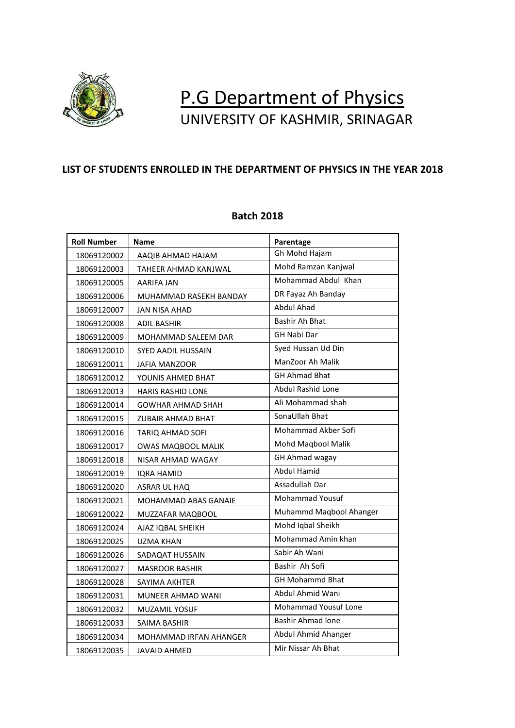# P.G Department of Physics

## UNIVERSITY OF KASHMIR, SRINAGAR

**LIST OF STUDENTS ENROLLED IN THE DEPARTMENT OF PHYSICS IN THE YEAR 2018**

**Batch 2018**

| Roll Number | Name | Parentage |
|---|---|---|
| 18069120002 | AAQIB AHMAD HAJAM | Gh Mohd Hajam |
| 18069120003 | TAHEER AHMAD KANJWAL | Mohd Ramzan Kanjwal |
| 18069120005 | AARIFA JAN | Mohammad Abdul Khan |
| 18069120006 | MUHAMMAD RASEKH BANDAY | DR Fayaz Ah Banday |
| 18069120007 | JAN NISA AHAD | Abdul Ahad |
| 18069120008 | ADIL BASHIR | Bashir Ah Bhat |
| 18069120009 | MOHAMMAD SALEEM DAR | GH Nabi Dar |
| 18069120010 | SYED AADIL HUSSAIN | Syed Hussan Ud Din |
| 18069120011 | JAFIA MANZOOR | ManZoor Ah Malik |
| 18069120012 | YOUNIS AHMED BHAT | GH Ahmad Bhat |
| 18069120013 | HARIS RASHID LONE | Abdul Rashid Lone |
| 18069120014 | GOWHAR AHMAD SHAH | Ali Mohammad shah |
| 18069120015 | ZUBAIR AHMAD BHAT | SonaUllah Bhat |
| 18069120016 | TARIQ AHMAD SOFI | Mohammad Akber Sofi |
| 18069120017 | OWAS MAQBOOL MALIK | Mohd Maqbool Malik |
| 18069120018 | NISAR AHMAD WAGAY | GH Ahmad wagay |
| 18069120019 | IQRA HAMID | Abdul Hamid |
| 18069120020 | ASRAR UL HAQ | Assadullah Dar |
| 18069120021 | MOHAMMAD ABAS GANAIE | Mohammad Yousuf |
| 18069120022 | MUZZAFAR MAQBOOL | Muhammd Maqbool Ahanger |
| 18069120024 | AJAZ IQBAL SHEIKH | Mohd Iqbal Sheikh |
| 18069120025 | UZMA KHAN | Mohammad Amin khan |
| 18069120026 | SADAQAT HUSSAIN | Sabir Ah Wani |
| 18069120027 | MASROOR BASHIR | Bashir Ah Sofi |
| 18069120028 | SAYIMA AKHTER | GH Mohammd Bhat |
| 18069120031 | MUNEER AHMAD WANI | Abdul Ahmid Wani |
| 18069120032 | MUZAMIL YOSUF | Mohammad Yousuf Lone |
| 18069120033 | SAIMA BASHIR | Bashir Ahmad lone |
| 18069120034 | MOHAMMAD IRFAN AHANGER | Abdul Ahmid Ahanger |
| 18069120035 | JAVAID AHMED | Mir Nissar Ah Bhat |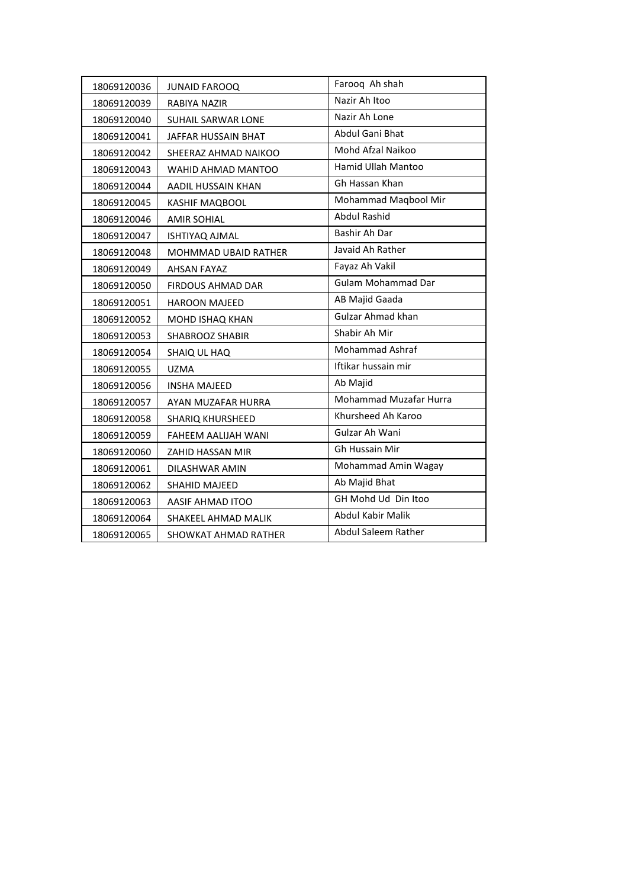| | | |
|---|---|---|
| 18069120036 | JUNAID FAROOQ | Farooq  Ah shah |
| 18069120039 | RABIYA NAZIR | Nazir Ah Itoo |
| 18069120040 | SUHAIL SARWAR LONE | Nazir Ah Lone |
| 18069120041 | JAFFAR HUSSAIN BHAT | Abdul Gani Bhat |
| 18069120042 | SHEERAZ AHMAD NAIKOO | Mohd Afzal Naikoo |
| 18069120043 | WAHID AHMAD MANTOO | Hamid Ullah Mantoo |
| 18069120044 | AADIL HUSSAIN KHAN | Gh Hassan Khan |
| 18069120045 | KASHIF MAQBOOL | Mohammad Maqbool Mir |
| 18069120046 | AMIR SOHIAL | Abdul Rashid |
| 18069120047 | ISHTIYAQ AJMAL | Bashir Ah Dar |
| 18069120048 | MOHMMAD UBAID RATHER | Javaid Ah Rather |
| 18069120049 | AHSAN FAYAZ | Fayaz Ah Vakil |
| 18069120050 | FIRDOUS AHMAD DAR | Gulam Mohammad Dar |
| 18069120051 | HAROON MAJEED | AB Majid Gaada |
| 18069120052 | MOHD ISHAQ KHAN | Gulzar Ahmad khan |
| 18069120053 | SHABROOZ SHABIR | Shabir Ah Mir |
| 18069120054 | SHAIQ UL HAQ | Mohammad Ashraf |
| 18069120055 | UZMA | Iftikar hussain mir |
| 18069120056 | INSHA MAJEED | Ab Majid |
| 18069120057 | AYAN MUZAFAR HURRA | Mohammad Muzafar Hurra |
| 18069120058 | SHARIQ KHURSHEED | Khursheed Ah Karoo |
| 18069120059 | FAHEEM AALIJAH WANI | Gulzar Ah Wani |
| 18069120060 | ZAHID HASSAN MIR | Gh Hussain Mir |
| 18069120061 | DILASHWAR AMIN | Mohammad Amin Wagay |
| 18069120062 | SHAHID MAJEED | Ab Majid Bhat |
| 18069120063 | AASIF AHMAD ITOO | GH Mohd Ud  Din Itoo |
| 18069120064 | SHAKEEL AHMAD MALIK | Abdul Kabir Malik |
| 18069120065 | SHOWKAT AHMAD RATHER | Abdul Saleem Rather |